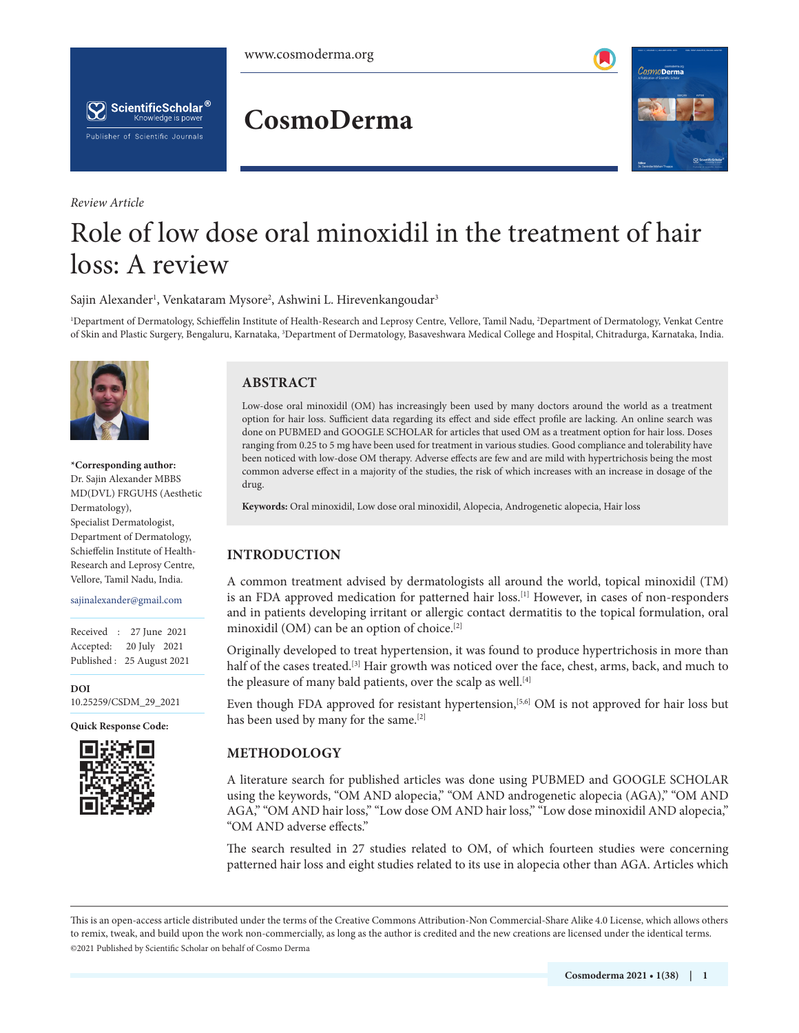*Review Article*

# Role of low dose oral minoxidil in the treatment of hair loss: A review

Sajin Alexander[1], Venkataram Mysore[2], Ashwini L. Hirevenkangoudar[3]

[1]Department of Dermatology, Schieffelin Institute of Health-Research and Leprosy Centre, Vellore, Tamil Nadu, [2]Department of Dermatology, Venkat Centre of Skin and Plastic Surgery, Bengaluru, Karnataka, [3]Department of Dermatology, Basaveshwara Medical College and Hospital, Chitradurga, Karnataka, India.

**\*Corresponding author:**
Dr. Sajin Alexander MBBS MD(DVL) FRGUHS (Aesthetic Dermatology),
Specialist Dermatologist,
Department of Dermatology,
Schieffelin Institute of Health-Research and Leprosy Centre,
Vellore, Tamil Nadu, India.

sajinalexander@gmail.com

Received : 27 June 2021
Accepted: 20 July 2021
Published : 25 August 2021

**DOI**
10.25259/CSDM_29_2021

**Quick Response Code:**

## ABSTRACT

Low-dose oral minoxidil (OM) has increasingly been used by many doctors around the world as a treatment option for hair loss. Sufficient data regarding its effect and side effect profile are lacking. An online search was done on PUBMED and GOOGLE SCHOLAR for articles that used OM as a treatment option for hair loss. Doses ranging from 0.25 to 5 mg have been used for treatment in various studies. Good compliance and tolerability have been noticed with low-dose OM therapy. Adverse effects are few and are mild with hypertrichosis being the most common adverse effect in a majority of the studies, the risk of which increases with an increase in dosage of the drug.

**Keywords:** Oral minoxidil, Low dose oral minoxidil, Alopecia, Androgenetic alopecia, Hair loss

## INTRODUCTION

A common treatment advised by dermatologists all around the world, topical minoxidil (TM) is an FDA approved medication for patterned hair loss.[1] However, in cases of non-responders and in patients developing irritant or allergic contact dermatitis to the topical formulation, oral minoxidil (OM) can be an option of choice.[2]

Originally developed to treat hypertension, it was found to produce hypertrichosis in more than half of the cases treated.[3] Hair growth was noticed over the face, chest, arms, back, and much to the pleasure of many bald patients, over the scalp as well.[4]

Even though FDA approved for resistant hypertension,[5,6] OM is not approved for hair loss but has been used by many for the same.[2]

## METHODOLOGY

A literature search for published articles was done using PUBMED and GOOGLE SCHOLAR using the keywords, "OM AND alopecia," "OM AND androgenetic alopecia (AGA)," "OM AND AGA," "OM AND hair loss," "Low dose OM AND hair loss," "Low dose minoxidil AND alopecia," "OM AND adverse effects."

The search resulted in 27 studies related to OM, of which fourteen studies were concerning patterned hair loss and eight studies related to its use in alopecia other than AGA. Articles which

This is an open-access article distributed under the terms of the Creative Commons Attribution-Non Commercial-Share Alike 4.0 License, which allows others to remix, tweak, and build upon the work non-commercially, as long as the author is credited and the new creations are licensed under the identical terms.
©2021 Published by Scientific Scholar on behalf of Cosmo Derma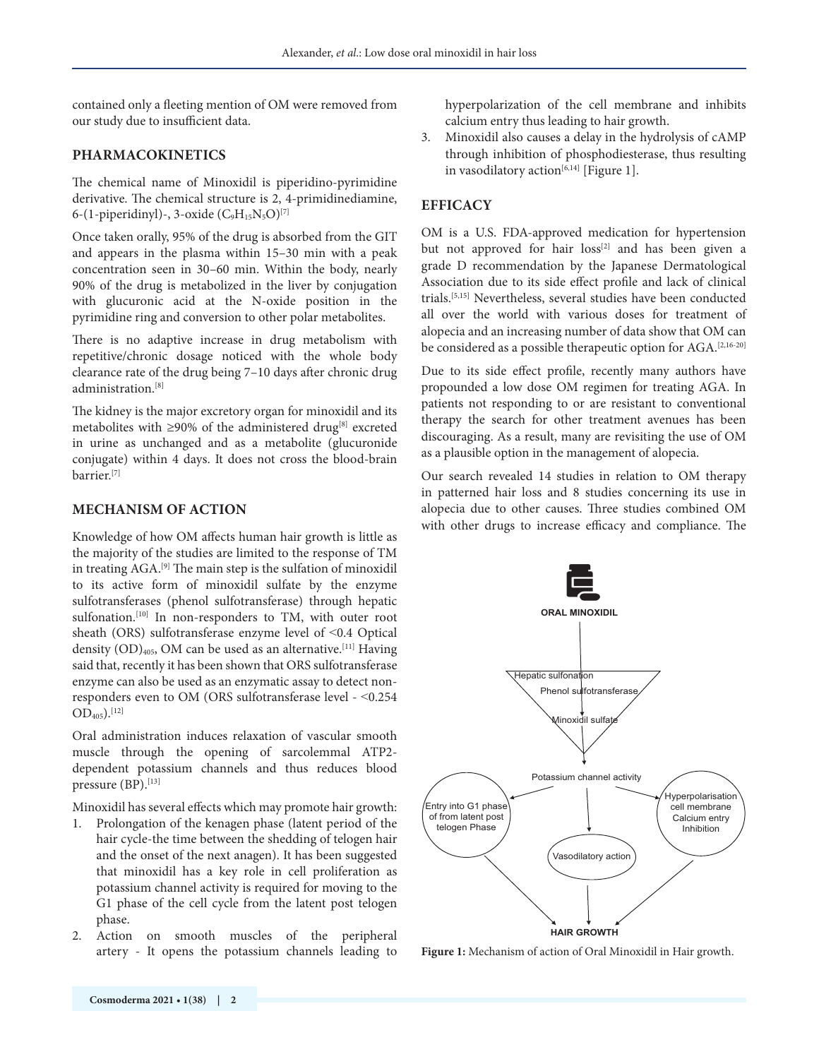contained only a fleeting mention of OM were removed from our study due to insufficient data.

## PHARMACOKINETICS

The chemical name of Minoxidil is piperidino-pyrimidine derivative. The chemical structure is 2, 4-primidinediamine, 6-(1-piperidinyl)-, 3-oxide ($C_9H_{15}N_5O$)[7]

Once taken orally, 95% of the drug is absorbed from the GIT and appears in the plasma within 15–30 min with a peak concentration seen in 30–60 min. Within the body, nearly 90% of the drug is metabolized in the liver by conjugation with glucuronic acid at the N-oxide position in the pyrimidine ring and conversion to other polar metabolites.

There is no adaptive increase in drug metabolism with repetitive/chronic dosage noticed with the whole body clearance rate of the drug being 7–10 days after chronic drug administration.[8]

The kidney is the major excretory organ for minoxidil and its metabolites with ≥90% of the administered drug[8] excreted in urine as unchanged and as a metabolite (glucuronide conjugate) within 4 days. It does not cross the blood-brain barrier.[7]

## MECHANISM OF ACTION

Knowledge of how OM affects human hair growth is little as the majority of the studies are limited to the response of TM in treating AGA.[9] The main step is the sulfation of minoxidil to its active form of minoxidil sulfate by the enzyme sulfotransferases (phenol sulfotransferase) through hepatic sulfonation.[10] In non-responders to TM, with outer root sheath (ORS) sulfotransferase enzyme level of <0.4 Optical density $(OD)_{405}$, OM can be used as an alternative.[11] Having said that, recently it has been shown that ORS sulfotransferase enzyme can also be used as an enzymatic assay to detect non-responders even to OM (ORS sulfotransferase level - <0.254 $OD_{405}$).[12]

Oral administration induces relaxation of vascular smooth muscle through the opening of sarcolemmal ATP2-dependent potassium channels and thus reduces blood pressure (BP).[13]

Minoxidil has several effects which may promote hair growth:

1. Prolongation of the kenagen phase (latent period of the hair cycle-the time between the shedding of telogen hair and the onset of the next anagen). It has been suggested that minoxidil has a key role in cell proliferation as potassium channel activity is required for moving to the G1 phase of the cell cycle from the latent post telogen phase.
2. Action on smooth muscles of the peripheral artery - It opens the potassium channels leading to hyperpolarization of the cell membrane and inhibits calcium entry thus leading to hair growth.
3. Minoxidil also causes a delay in the hydrolysis of cAMP through inhibition of phosphodiesterase, thus resulting in vasodilatory action[6,14] [Figure 1].

## EFFICACY

OM is a U.S. FDA-approved medication for hypertension but not approved for hair loss[2] and has been given a grade D recommendation by the Japanese Dermatological Association due to its side effect profile and lack of clinical trials.[5,15] Nevertheless, several studies have been conducted all over the world with various doses for treatment of alopecia and an increasing number of data show that OM can be considered as a possible therapeutic option for AGA.[2,16-20]

Due to its side effect profile, recently many authors have propounded a low dose OM regimen for treating AGA. In patients not responding to or are resistant to conventional therapy the search for other treatment avenues has been discouraging. As a result, many are revisiting the use of OM as a plausible option in the management of alopecia.

Our search revealed 14 studies in relation to OM therapy in patterned hair loss and 8 studies concerning its use in alopecia due to other causes. Three studies combined OM with other drugs to increase efficacy and compliance. The

ORAL MINOXIDIL → Hepatic sulfonation / Phenol sulfotransferase / Minoxidil sulfate → Potassium channel activity → Entry into G1 phase of from latent post telogen Phase; Vasodilatory action; Hyperpolarisation cell membrane Calcium entry Inhibition → HAIR GROWTH

**Figure 1:** Mechanism of action of Oral Minoxidil in Hair growth.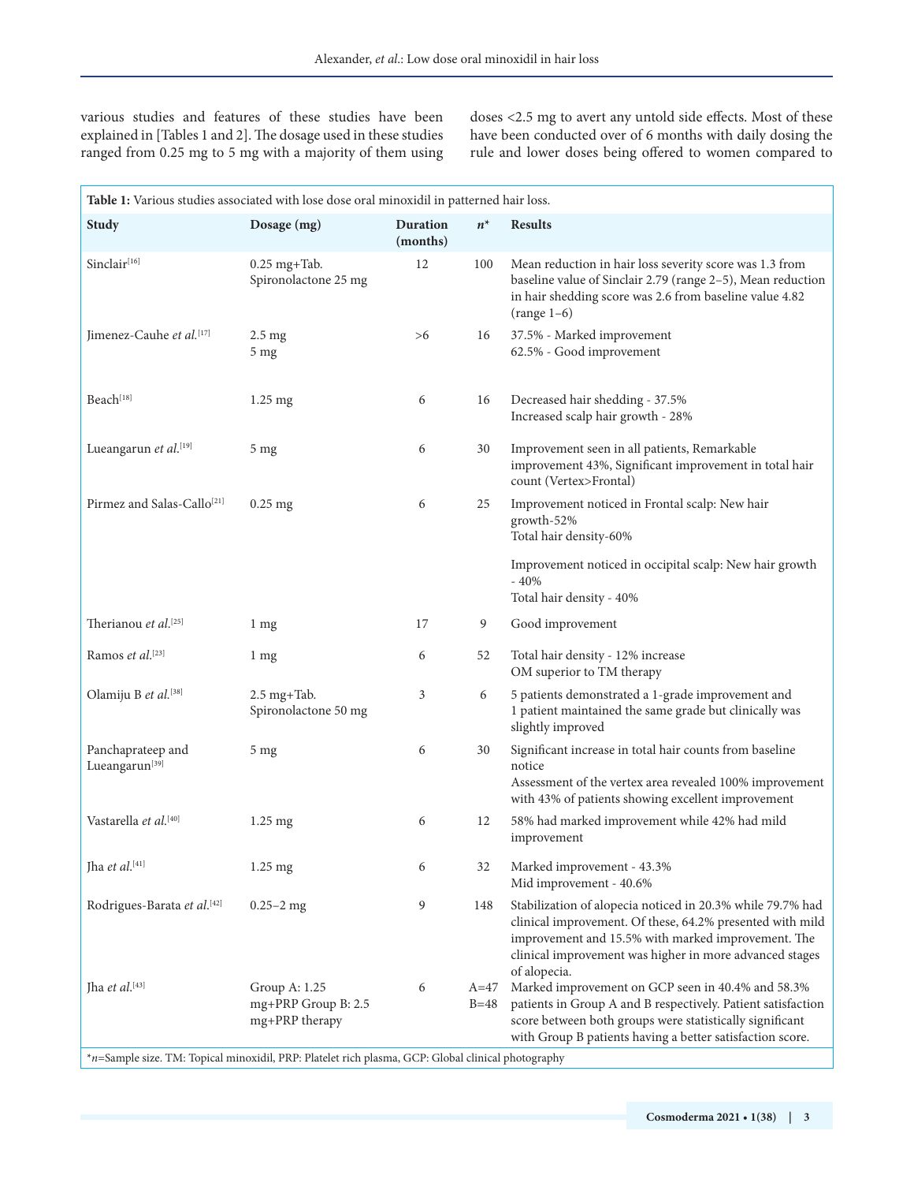various studies and features of these studies have been explained in [Tables 1 and 2]. The dosage used in these studies ranged from 0.25 mg to 5 mg with a majority of them using doses <2.5 mg to avert any untold side effects. Most of these have been conducted over of 6 months with daily dosing the rule and lower doses being offered to women compared to

**Table 1:** Various studies associated with lose dose oral minoxidil in patterned hair loss.

| Study | Dosage (mg) | Duration (months) | n* | Results |
|---|---|---|---|---|
| Sinclair[16] | 0.25 mg+Tab. Spironolactone 25 mg | 12 | 100 | Mean reduction in hair loss severity score was 1.3 from baseline value of Sinclair 2.79 (range 2–5), Mean reduction in hair shedding score was 2.6 from baseline value 4.82 (range 1–6) |
| Jimenez-Cauhe *et al.*[17] | 2.5 mg<br>5 mg | >6 | 16 | 37.5% - Marked improvement<br>62.5% - Good improvement |
| Beach[18] | 1.25 mg | 6 | 16 | Decreased hair shedding - 37.5%<br>Increased scalp hair growth - 28% |
| Lueangarun *et al.*[19] | 5 mg | 6 | 30 | Improvement seen in all patients, Remarkable improvement 43%, Significant improvement in total hair count (Vertex>Frontal) |
| Pirmez and Salas-Callo[21] | 0.25 mg | 6 | 25 | Improvement noticed in Frontal scalp: New hair growth-52%<br>Total hair density-60%<br><br>Improvement noticed in occipital scalp: New hair growth - 40%<br>Total hair density - 40% |
| Therianou *et al.*[25] | 1 mg | 17 | 9 | Good improvement |
| Ramos *et al.*[23] | 1 mg | 6 | 52 | Total hair density - 12% increase<br>OM superior to TM therapy |
| Olamiju B *et al.*[38] | 2.5 mg+Tab. Spironolactone 50 mg | 3 | 6 | 5 patients demonstrated a 1-grade improvement and 1 patient maintained the same grade but clinically was slightly improved |
| Panchaprateep and Lueangarun[39] | 5 mg | 6 | 30 | Significant increase in total hair counts from baseline notice<br>Assessment of the vertex area revealed 100% improvement with 43% of patients showing excellent improvement |
| Vastarella *et al.*[40] | 1.25 mg | 6 | 12 | 58% had marked improvement while 42% had mild improvement |
| Jha *et al.*[41] | 1.25 mg | 6 | 32 | Marked improvement - 43.3%<br>Mid improvement - 40.6% |
| Rodrigues-Barata *et al.*[42] | 0.25–2 mg | 9 | 148 | Stabilization of alopecia noticed in 20.3% while 79.7% had clinical improvement. Of these, 64.2% presented with mild improvement and 15.5% with marked improvement. The clinical improvement was higher in more advanced stages of alopecia. |
| Jha *et al.*[43] | Group A: 1.25 mg+PRP Group B: 2.5 mg+PRP therapy | 6 | A=47<br>B=48 | Marked improvement on GCP seen in 40.4% and 58.3% patients in Group A and B respectively. Patient satisfaction score between both groups were statistically significant with Group B patients having a better satisfaction score. |

**n*=Sample size. TM: Topical minoxidil, PRP: Platelet rich plasma, GCP: Global clinical photography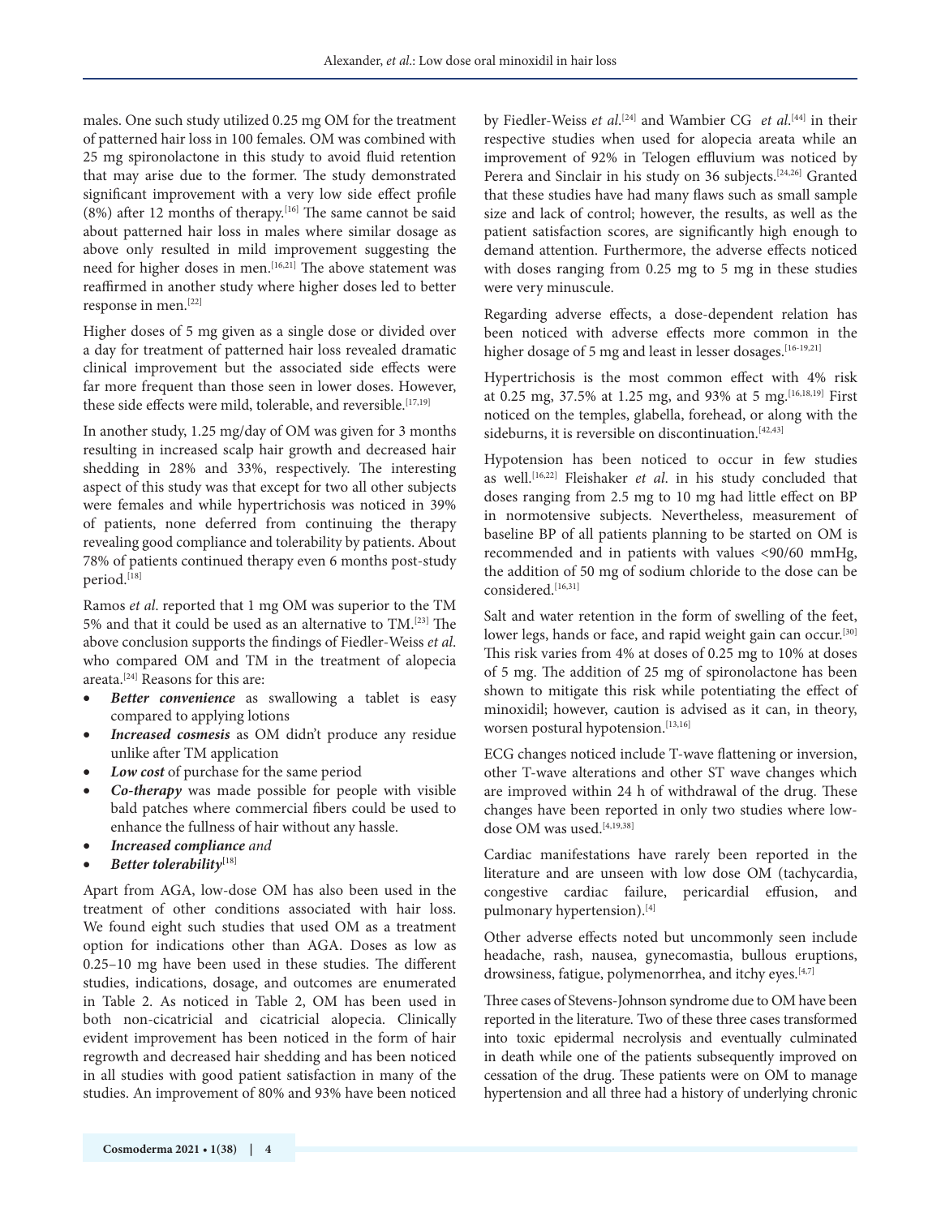males. One such study utilized 0.25 mg OM for the treatment of patterned hair loss in 100 females. OM was combined with 25 mg spironolactone in this study to avoid fluid retention that may arise due to the former. The study demonstrated significant improvement with a very low side effect profile (8%) after 12 months of therapy.[16] The same cannot be said about patterned hair loss in males where similar dosage as above only resulted in mild improvement suggesting the need for higher doses in men.[16,21] The above statement was reaffirmed in another study where higher doses led to better response in men.[22]

Higher doses of 5 mg given as a single dose or divided over a day for treatment of patterned hair loss revealed dramatic clinical improvement but the associated side effects were far more frequent than those seen in lower doses. However, these side effects were mild, tolerable, and reversible.[17,19]

In another study, 1.25 mg/day of OM was given for 3 months resulting in increased scalp hair growth and decreased hair shedding in 28% and 33%, respectively. The interesting aspect of this study was that except for two all other subjects were females and while hypertrichosis was noticed in 39% of patients, none deferred from continuing the therapy revealing good compliance and tolerability by patients. About 78% of patients continued therapy even 6 months post-study period.[18]

Ramos *et al*. reported that 1 mg OM was superior to the TM 5% and that it could be used as an alternative to TM.[23] The above conclusion supports the findings of Fiedler-Weiss *et al*. who compared OM and TM in the treatment of alopecia areata.[24] Reasons for this are:

- ***Better convenience*** as swallowing a tablet is easy compared to applying lotions
- ***Increased cosmesis*** as OM didn't produce any residue unlike after TM application
- ***Low cost*** of purchase for the same period
- ***Co-therapy*** was made possible for people with visible bald patches where commercial fibers could be used to enhance the fullness of hair without any hassle.
- ***Increased compliance*** *and*
- ***Better tolerability***[18]

Apart from AGA, low-dose OM has also been used in the treatment of other conditions associated with hair loss. We found eight such studies that used OM as a treatment option for indications other than AGA. Doses as low as 0.25–10 mg have been used in these studies. The different studies, indications, dosage, and outcomes are enumerated in Table 2. As noticed in Table 2, OM has been used in both non-cicatricial and cicatricial alopecia. Clinically evident improvement has been noticed in the form of hair regrowth and decreased hair shedding and has been noticed in all studies with good patient satisfaction in many of the studies. An improvement of 80% and 93% have been noticed by Fiedler-Weiss *et al*.[24] and Wambier CG *et al*.[44] in their respective studies when used for alopecia areata while an improvement of 92% in Telogen effluvium was noticed by Perera and Sinclair in his study on 36 subjects.[24,26] Granted that these studies have had many flaws such as small sample size and lack of control; however, the results, as well as the patient satisfaction scores, are significantly high enough to demand attention. Furthermore, the adverse effects noticed with doses ranging from 0.25 mg to 5 mg in these studies were very minuscule.

Regarding adverse effects, a dose-dependent relation has been noticed with adverse effects more common in the higher dosage of 5 mg and least in lesser dosages.[16-19,21]

Hypertrichosis is the most common effect with 4% risk at 0.25 mg, 37.5% at 1.25 mg, and 93% at 5 mg.[16,18,19] First noticed on the temples, glabella, forehead, or along with the sideburns, it is reversible on discontinuation.[42,43]

Hypotension has been noticed to occur in few studies as well.[16,22] Fleishaker *et al*. in his study concluded that doses ranging from 2.5 mg to 10 mg had little effect on BP in normotensive subjects. Nevertheless, measurement of baseline BP of all patients planning to be started on OM is recommended and in patients with values <90/60 mmHg, the addition of 50 mg of sodium chloride to the dose can be considered.[16,31]

Salt and water retention in the form of swelling of the feet, lower legs, hands or face, and rapid weight gain can occur.[30] This risk varies from 4% at doses of 0.25 mg to 10% at doses of 5 mg. The addition of 25 mg of spironolactone has been shown to mitigate this risk while potentiating the effect of minoxidil; however, caution is advised as it can, in theory, worsen postural hypotension.[13,16]

ECG changes noticed include T-wave flattening or inversion, other T-wave alterations and other ST wave changes which are improved within 24 h of withdrawal of the drug. These changes have been reported in only two studies where low-dose OM was used.[4,19,38]

Cardiac manifestations have rarely been reported in the literature and are unseen with low dose OM (tachycardia, congestive cardiac failure, pericardial effusion, and pulmonary hypertension).[4]

Other adverse effects noted but uncommonly seen include headache, rash, nausea, gynecomastia, bullous eruptions, drowsiness, fatigue, polymenorrhea, and itchy eyes.[4,7]

Three cases of Stevens-Johnson syndrome due to OM have been reported in the literature. Two of these three cases transformed into toxic epidermal necrolysis and eventually culminated in death while one of the patients subsequently improved on cessation of the drug. These patients were on OM to manage hypertension and all three had a history of underlying chronic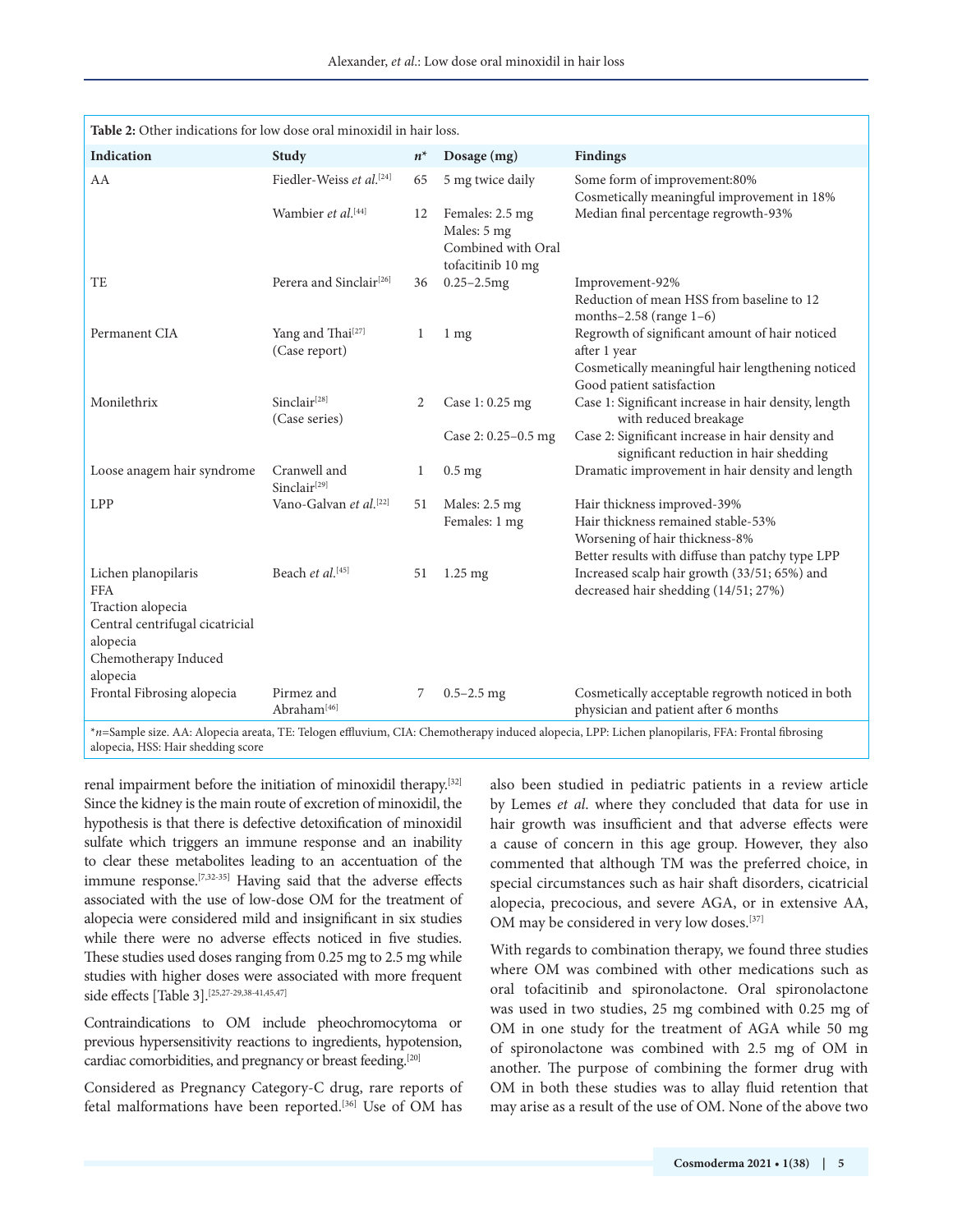**Table 2:** Other indications for low dose oral minoxidil in hair loss.

| Indication | Study | *n** | Dosage (mg) | Findings |
|---|---|---|---|---|
| AA | Fiedler-Weiss *et al.*[24] | 65 | 5 mg twice daily | Some form of improvement:80% Cosmetically meaningful improvement in 18% |
| | Wambier *et al.*[44] | 12 | Females: 2.5 mg Males: 5 mg Combined with Oral tofacitinib 10 mg | Median final percentage regrowth-93% |
| TE | Perera and Sinclair[26] | 36 | 0.25–2.5mg | Improvement-92% Reduction of mean HSS from baseline to 12 months–2.58 (range 1–6) |
| Permanent CIA | Yang and Thai[27] (Case report) | 1 | 1 mg | Regrowth of significant amount of hair noticed after 1 year Cosmetically meaningful hair lengthening noticed Good patient satisfaction |
| Monilethrix | Sinclair[28] (Case series) | 2 | Case 1: 0.25 mg | Case 1: Significant increase in hair density, length with reduced breakage |
| | | | Case 2: 0.25–0.5 mg | Case 2: Significant increase in hair density and significant reduction in hair shedding |
| Loose anagem hair syndrome | Cranwell and Sinclair[29] | 1 | 0.5 mg | Dramatic improvement in hair density and length |
| LPP | Vano-Galvan *et al.*[22] | 51 | Males: 2.5 mg Females: 1 mg | Hair thickness improved-39% Hair thickness remained stable-53% Worsening of hair thickness-8% Better results with diffuse than patchy type LPP |
| Lichen planopilaris FFA Traction alopecia Central centrifugal cicatricial alopecia Chemotherapy Induced alopecia | Beach *et al.*[45] | 51 | 1.25 mg | Increased scalp hair growth (33/51; 65%) and decreased hair shedding (14/51; 27%) |
| Frontal Fibrosing alopecia | Pirmez and Abraham[46] | 7 | 0.5–2.5 mg | Cosmetically acceptable regrowth noticed in both physician and patient after 6 months |

**n*=Sample size. AA: Alopecia areata, TE: Telogen effluvium, CIA: Chemotherapy induced alopecia, LPP: Lichen planopilaris, FFA: Frontal fibrosing alopecia, HSS: Hair shedding score

renal impairment before the initiation of minoxidil therapy.[32] Since the kidney is the main route of excretion of minoxidil, the hypothesis is that there is defective detoxification of minoxidil sulfate which triggers an immune response and an inability to clear these metabolites leading to an accentuation of the immune response.[7,32-35] Having said that the adverse effects associated with the use of low-dose OM for the treatment of alopecia were considered mild and insignificant in six studies while there were no adverse effects noticed in five studies. These studies used doses ranging from 0.25 mg to 2.5 mg while studies with higher doses were associated with more frequent side effects [Table 3].[25,27-29,38-41,45,47]

Contraindications to OM include pheochromocytoma or previous hypersensitivity reactions to ingredients, hypotension, cardiac comorbidities, and pregnancy or breast feeding.[20]

Considered as Pregnancy Category-C drug, rare reports of fetal malformations have been reported.[36] Use of OM has also been studied in pediatric patients in a review article by Lemes *et al*. where they concluded that data for use in hair growth was insufficient and that adverse effects were a cause of concern in this age group. However, they also commented that although TM was the preferred choice, in special circumstances such as hair shaft disorders, cicatricial alopecia, precocious, and severe AGA, or in extensive AA, OM may be considered in very low doses.[37]

With regards to combination therapy, we found three studies where OM was combined with other medications such as oral tofacitinib and spironolactone. Oral spironolactone was used in two studies, 25 mg combined with 0.25 mg of OM in one study for the treatment of AGA while 50 mg of spironolactone was combined with 2.5 mg of OM in another. The purpose of combining the former drug with OM in both these studies was to allay fluid retention that may arise as a result of the use of OM. None of the above two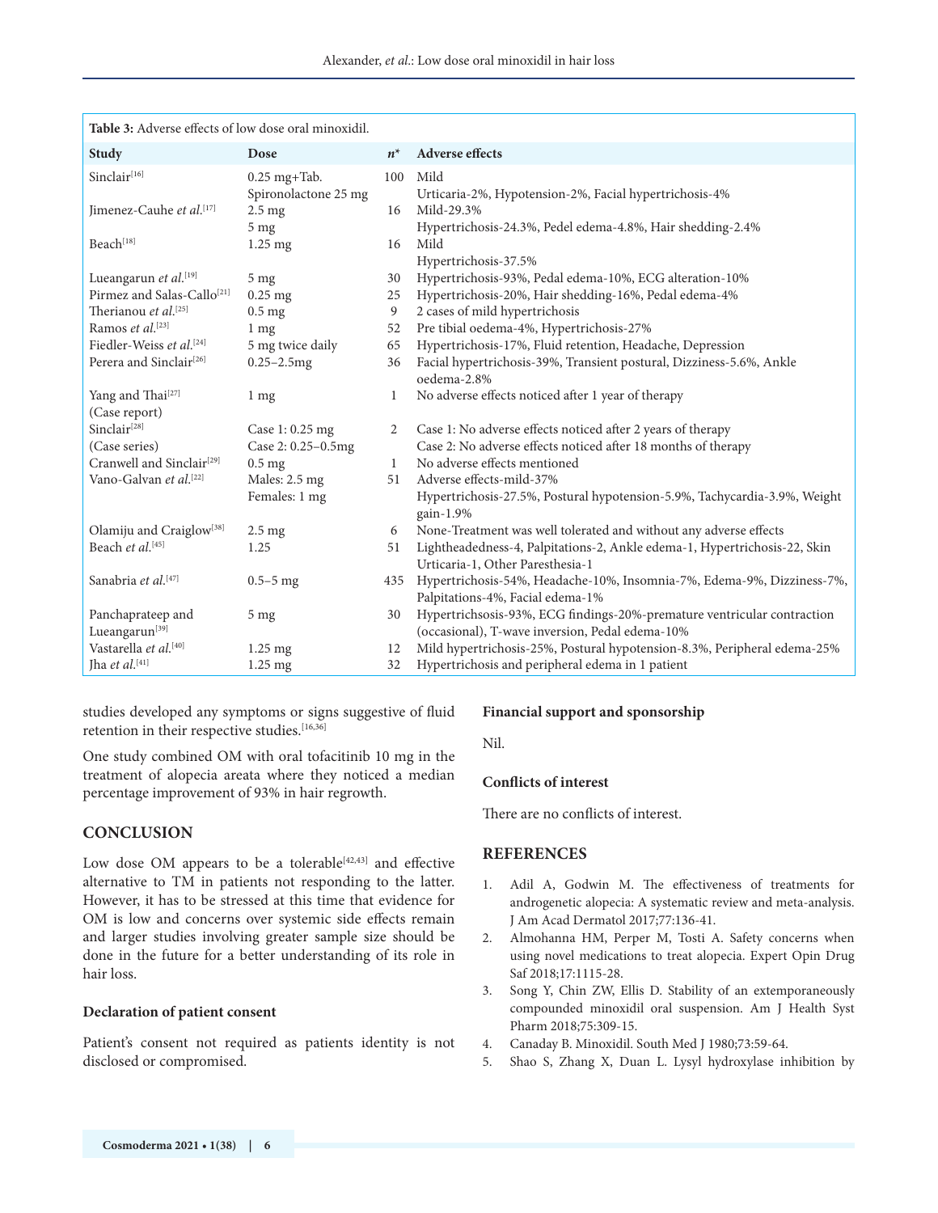**Table 3:** Adverse effects of low dose oral minoxidil.

| Study | Dose | n* | Adverse effects |
|---|---|---|---|
| Sinclair[16] | 0.25 mg+Tab. Spironolactone 25 mg | 100 | Mild Urticaria-2%, Hypotension-2%, Facial hypertrichosis-4% |
| Jimenez-Cauhe *et al*.[17] | 2.5 mg 5 mg | 16 | Mild-29.3% Hypertrichosis-24.3%, Pedel edema-4.8%, Hair shedding-2.4% |
| Beach[18] | 1.25 mg | 16 | Mild Hypertrichosis-37.5% |
| Lueangarun *et al*.[19] | 5 mg | 30 | Hypertrichosis-93%, Pedal edema-10%, ECG alteration-10% |
| Pirmez and Salas-Callo[21] | 0.25 mg | 25 | Hypertrichosis-20%, Hair shedding-16%, Pedal edema-4% |
| Therianou *et al*.[25] | 0.5 mg | 9 | 2 cases of mild hypertrichosis |
| Ramos *et al*.[23] | 1 mg | 52 | Pre tibial oedema-4%, Hypertrichosis-27% |
| Fiedler-Weiss *et al*.[24] | 5 mg twice daily | 65 | Hypertrichosis-17%, Fluid retention, Headache, Depression |
| Perera and Sinclair[26] | 0.25–2.5mg | 36 | Facial hypertrichosis-39%, Transient postural, Dizziness-5.6%, Ankle oedema-2.8% |
| Yang and Thai[27] (Case report) | 1 mg | 1 | No adverse effects noticed after 1 year of therapy |
| Sinclair[28] (Case series) | Case 1: 0.25 mg Case 2: 0.25–0.5mg | 2 | Case 1: No adverse effects noticed after 2 years of therapy Case 2: No adverse effects noticed after 18 months of therapy |
| Cranwell and Sinclair[29] | 0.5 mg | 1 | No adverse effects mentioned |
| Vano-Galvan *et al*.[22] | Males: 2.5 mg Females: 1 mg | 51 | Adverse effects-mild-37% Hypertrichosis-27.5%, Postural hypotension-5.9%, Tachycardia-3.9%, Weight gain-1.9% |
| Olamiju and Craiglow[38] | 2.5 mg | 6 | None-Treatment was well tolerated and without any adverse effects |
| Beach *et al*.[45] | 1.25 | 51 | Lightheadedness-4, Palpitations-2, Ankle edema-1, Hypertrichosis-22, Skin Urticaria-1, Other Paresthesia-1 |
| Sanabria *et al*.[47] | 0.5–5 mg | 435 | Hypertrichosis-54%, Headache-10%, Insomnia-7%, Edema-9%, Dizziness-7%, Palpitations-4%, Facial edema-1% |
| Panchaprateep and Lueangarun[39] | 5 mg | 30 | Hypertrichsosis-93%, ECG findings-20%-premature ventricular contraction (occasional), T-wave inversion, Pedal edema-10% |
| Vastarella *et al*.[40] | 1.25 mg | 12 | Mild hypertrichosis-25%, Postural hypotension-8.3%, Peripheral edema-25% |
| Jha *et al*.[41] | 1.25 mg | 32 | Hypertrichosis and peripheral edema in 1 patient |

studies developed any symptoms or signs suggestive of fluid retention in their respective studies.[16,36]

One study combined OM with oral tofacitinib 10 mg in the treatment of alopecia areata where they noticed a median percentage improvement of 93% in hair regrowth.

## CONCLUSION

Low dose OM appears to be a tolerable[42,43] and effective alternative to TM in patients not responding to the latter. However, it has to be stressed at this time that evidence for OM is low and concerns over systemic side effects remain and larger studies involving greater sample size should be done in the future for a better understanding of its role in hair loss.

### Declaration of patient consent

Patient's consent not required as patients identity is not disclosed or compromised.

### Financial support and sponsorship

Nil.

### Conflicts of interest

There are no conflicts of interest.

## REFERENCES

1. Adil A, Godwin M. The effectiveness of treatments for androgenetic alopecia: A systematic review and meta-analysis. J Am Acad Dermatol 2017;77:136-41.
2. Almohanna HM, Perper M, Tosti A. Safety concerns when using novel medications to treat alopecia. Expert Opin Drug Saf 2018;17:1115-28.
3. Song Y, Chin ZW, Ellis D. Stability of an extemporaneously compounded minoxidil oral suspension. Am J Health Syst Pharm 2018;75:309-15.
4. Canaday B. Minoxidil. South Med J 1980;73:59-64.
5. Shao S, Zhang X, Duan L. Lysyl hydroxylase inhibition by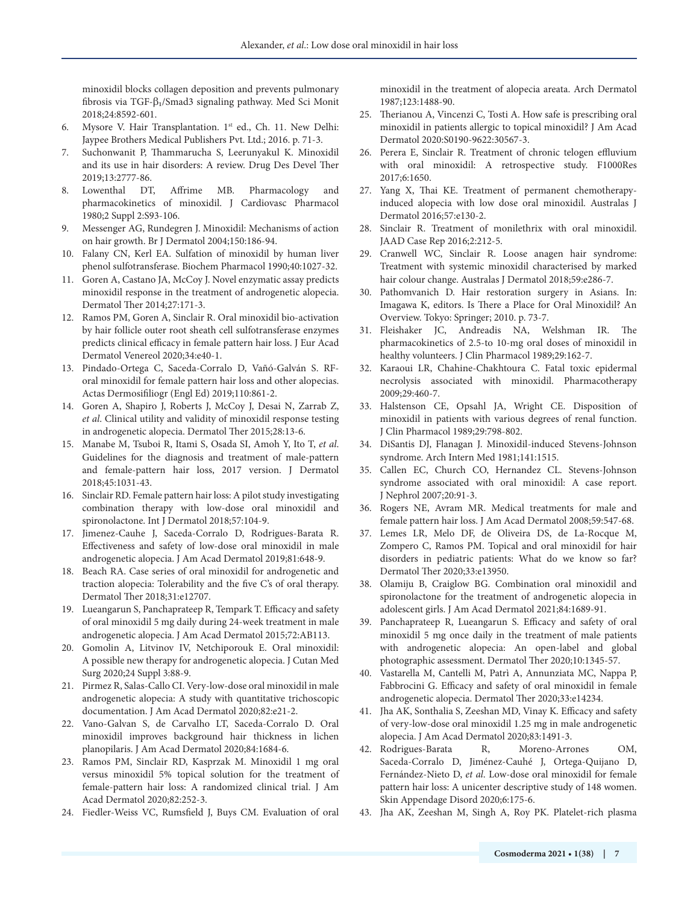minoxidil blocks collagen deposition and prevents pulmonary fibrosis via TGF-$\beta_1$/Smad3 signaling pathway. Med Sci Monit 2018;24:8592-601.

6. Mysore V. Hair Transplantation. 1st ed., Ch. 11. New Delhi: Jaypee Brothers Medical Publishers Pvt. Ltd.; 2016. p. 71-3.
7. Suchonwanit P, Thammarucha S, Leerunyakul K. Minoxidil and its use in hair disorders: A review. Drug Des Devel Ther 2019;13:2777-86.
8. Lowenthal DT, Affrime MB. Pharmacology and pharmacokinetics of minoxidil. J Cardiovasc Pharmacol 1980;2 Suppl 2:S93-106.
9. Messenger AG, Rundegren J. Minoxidil: Mechanisms of action on hair growth. Br J Dermatol 2004;150:186-94.
10. Falany CN, Kerl EA. Sulfation of minoxidil by human liver phenol sulfotransferase. Biochem Pharmacol 1990;40:1027-32.
11. Goren A, Castano JA, McCoy J. Novel enzymatic assay predicts minoxidil response in the treatment of androgenetic alopecia. Dermatol Ther 2014;27:171-3.
12. Ramos PM, Goren A, Sinclair R. Oral minoxidil bio-activation by hair follicle outer root sheath cell sulfotransferase enzymes predicts clinical efficacy in female pattern hair loss. J Eur Acad Dermatol Venereol 2020;34:e40-1.
13. Pindado-Ortega C, Saceda-Corralo D, Vañó-Galván S. RF-oral minoxidil for female pattern hair loss and other alopecias. Actas Dermosifiliogr (Engl Ed) 2019;110:861-2.
14. Goren A, Shapiro J, Roberts J, McCoy J, Desai N, Zarrab Z, *et al*. Clinical utility and validity of minoxidil response testing in androgenetic alopecia. Dermatol Ther 2015;28:13-6.
15. Manabe M, Tsuboi R, Itami S, Osada SI, Amoh Y, Ito T, *et al*. Guidelines for the diagnosis and treatment of male-pattern and female-pattern hair loss, 2017 version. J Dermatol 2018;45:1031-43.
16. Sinclair RD. Female pattern hair loss: A pilot study investigating combination therapy with low-dose oral minoxidil and spironolactone. Int J Dermatol 2018;57:104-9.
17. Jimenez-Cauhe J, Saceda-Corralo D, Rodrigues-Barata R. Effectiveness and safety of low-dose oral minoxidil in male androgenetic alopecia. J Am Acad Dermatol 2019;81:648-9.
18. Beach RA. Case series of oral minoxidil for androgenetic and traction alopecia: Tolerability and the five C's of oral therapy. Dermatol Ther 2018;31:e12707.
19. Lueangarun S, Panchaprateep R, Tempark T. Efficacy and safety of oral minoxidil 5 mg daily during 24-week treatment in male androgenetic alopecia. J Am Acad Dermatol 2015;72:AB113.
20. Gomolin A, Litvinov IV, Netchiporouk E. Oral minoxidil: A possible new therapy for androgenetic alopecia. J Cutan Med Surg 2020;24 Suppl 3:88-9.
21. Pirmez R, Salas-Callo CI. Very-low-dose oral minoxidil in male androgenetic alopecia: A study with quantitative trichoscopic documentation. J Am Acad Dermatol 2020;82:e21-2.
22. Vano-Galvan S, de Carvalho LT, Saceda-Corralo D. Oral minoxidil improves background hair thickness in lichen planopilaris. J Am Acad Dermatol 2020;84:1684-6.
23. Ramos PM, Sinclair RD, Kasprzak M. Minoxidil 1 mg oral versus minoxidil 5% topical solution for the treatment of female-pattern hair loss: A randomized clinical trial. J Am Acad Dermatol 2020;82:252-3.
24. Fiedler-Weiss VC, Rumsfield J, Buys CM. Evaluation of oral minoxidil in the treatment of alopecia areata. Arch Dermatol 1987;123:1488-90.
25. Therianou A, Vincenzi C, Tosti A. How safe is prescribing oral minoxidil in patients allergic to topical minoxidil? J Am Acad Dermatol 2020:S0190-9622:30567-3.
26. Perera E, Sinclair R. Treatment of chronic telogen effluvium with oral minoxidil: A retrospective study. F1000Res 2017;6:1650.
27. Yang X, Thai KE. Treatment of permanent chemotherapy-induced alopecia with low dose oral minoxidil. Australas J Dermatol 2016;57:e130-2.
28. Sinclair R. Treatment of monilethrix with oral minoxidil. JAAD Case Rep 2016;2:212-5.
29. Cranwell WC, Sinclair R. Loose anagen hair syndrome: Treatment with systemic minoxidil characterised by marked hair colour change. Australas J Dermatol 2018;59:e286-7.
30. Pathomvanich D. Hair restoration surgery in Asians. In: Imagawa K, editors. Is There a Place for Oral Minoxidil? An Overview. Tokyo: Springer; 2010. p. 73-7.
31. Fleishaker JC, Andreadis NA, Welshman IR. The pharmacokinetics of 2.5-to 10-mg oral doses of minoxidil in healthy volunteers. J Clin Pharmacol 1989;29:162-7.
32. Karaoui LR, Chahine-Chakhtoura C. Fatal toxic epidermal necrolysis associated with minoxidil. Pharmacotherapy 2009;29:460-7.
33. Halstenson CE, Opsahl JA, Wright CE. Disposition of minoxidil in patients with various degrees of renal function. J Clin Pharmacol 1989;29:798-802.
34. DiSantis DJ, Flanagan J. Minoxidil-induced Stevens-Johnson syndrome. Arch Intern Med 1981;141:1515.
35. Callen EC, Church CO, Hernandez CL. Stevens-Johnson syndrome associated with oral minoxidil: A case report. J Nephrol 2007;20:91-3.
36. Rogers NE, Avram MR. Medical treatments for male and female pattern hair loss. J Am Acad Dermatol 2008;59:547-68.
37. Lemes LR, Melo DF, de Oliveira DS, de La-Rocque M, Zompero C, Ramos PM. Topical and oral minoxidil for hair disorders in pediatric patients: What do we know so far? Dermatol Ther 2020;33:e13950.
38. Olamiju B, Craiglow BG. Combination oral minoxidil and spironolactone for the treatment of androgenetic alopecia in adolescent girls. J Am Acad Dermatol 2021;84:1689-91.
39. Panchaprateep R, Lueangarun S. Efficacy and safety of oral minoxidil 5 mg once daily in the treatment of male patients with androgenetic alopecia: An open-label and global photographic assessment. Dermatol Ther 2020;10:1345-57.
40. Vastarella M, Cantelli M, Patrì A, Annunziata MC, Nappa P, Fabbrocini G. Efficacy and safety of oral minoxidil in female androgenetic alopecia. Dermatol Ther 2020;33:e14234.
41. Jha AK, Sonthalia S, Zeeshan MD, Vinay K. Efficacy and safety of very-low-dose oral minoxidil 1.25 mg in male androgenetic alopecia. J Am Acad Dermatol 2020;83:1491-3.
42. Rodrigues-Barata R, Moreno-Arrones OM, Saceda-Corralo D, Jiménez-Cauhé J, Ortega-Quijano D, Fernández-Nieto D, *et al*. Low-dose oral minoxidil for female pattern hair loss: A unicenter descriptive study of 148 women. Skin Appendage Disord 2020;6:175-6.
43. Jha AK, Zeeshan M, Singh A, Roy PK. Platelet-rich plasma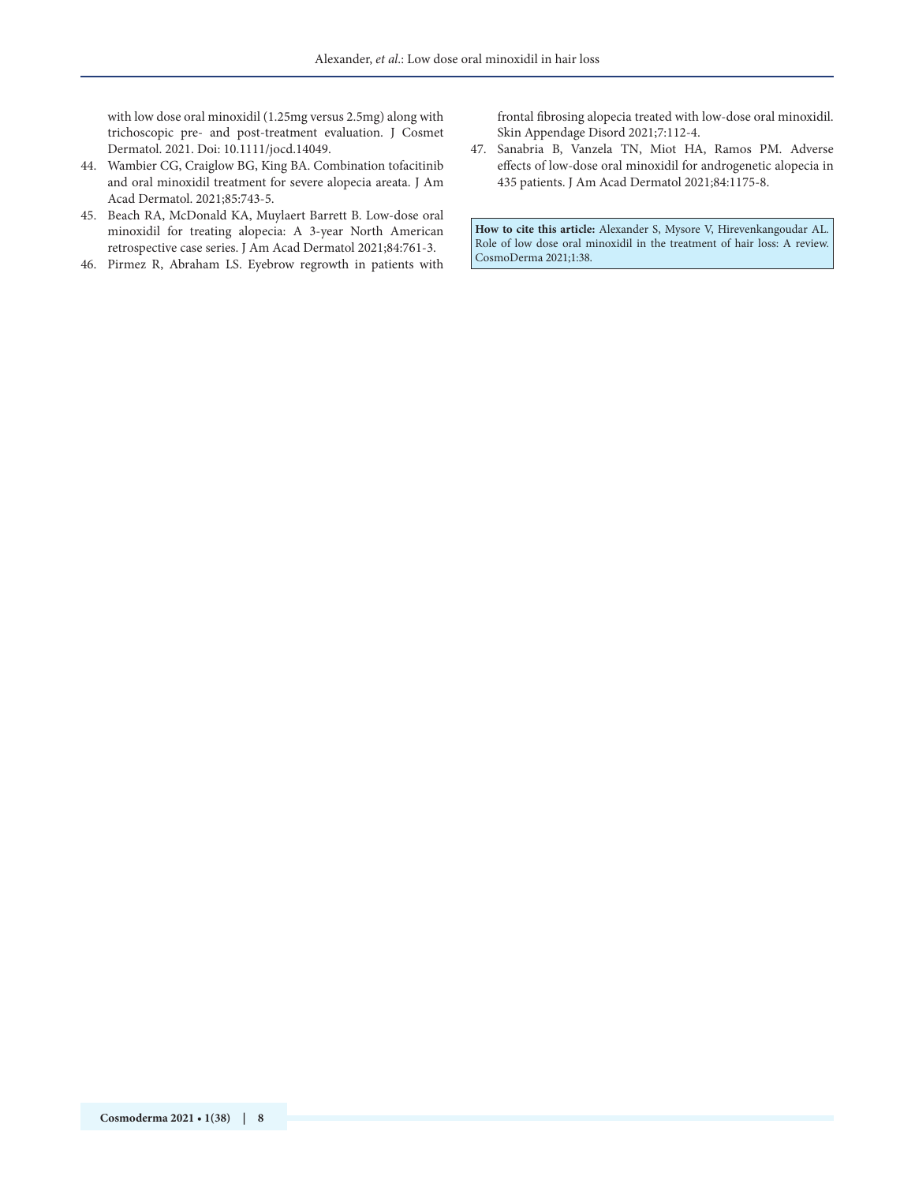with low dose oral minoxidil (1.25mg versus 2.5mg) along with trichoscopic pre- and post-treatment evaluation. J Cosmet Dermatol. 2021. Doi: 10.1111/jocd.14049.

44. Wambier CG, Craiglow BG, King BA. Combination tofacitinib and oral minoxidil treatment for severe alopecia areata. J Am Acad Dermatol. 2021;85:743-5.
45. Beach RA, McDonald KA, Muylaert Barrett B. Low-dose oral minoxidil for treating alopecia: A 3-year North American retrospective case series. J Am Acad Dermatol 2021;84:761-3.
46. Pirmez R, Abraham LS. Eyebrow regrowth in patients with frontal fibrosing alopecia treated with low-dose oral minoxidil. Skin Appendage Disord 2021;7:112-4.
47. Sanabria B, Vanzela TN, Miot HA, Ramos PM. Adverse effects of low-dose oral minoxidil for androgenetic alopecia in 435 patients. J Am Acad Dermatol 2021;84:1175-8.

**How to cite this article:** Alexander S, Mysore V, Hirevenkangoudar AL. Role of low dose oral minoxidil in the treatment of hair loss: A review. CosmoDerma 2021;1:38.